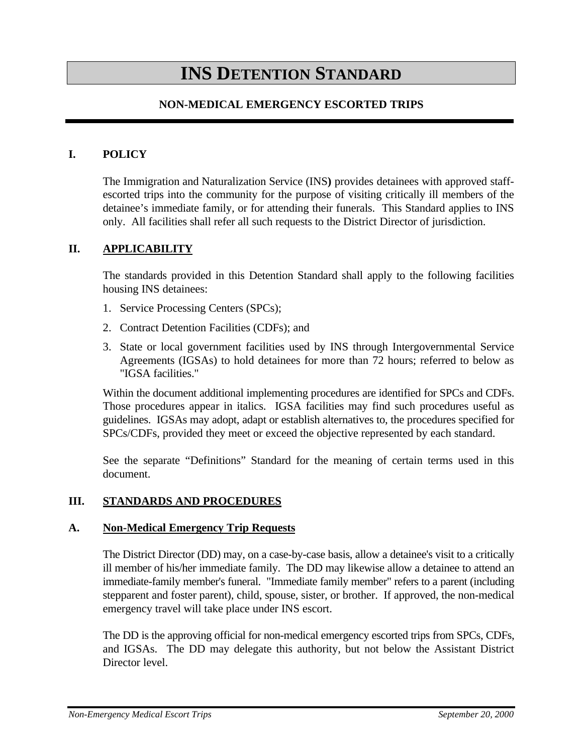# INS DETENTION STANDARD

## NON-MEDICAL EMERGENCY ESCORTED TRIPS

### I. POLICY

The Immigration and Naturalization Service (INS**)** provides detainees with approved staff-escorted trips into the community for the purpose of visiting critically ill members of the detainee's immediate family, or for attending their funerals. This Standard applies to INS only. All facilities shall refer all such requests to the District Director of jurisdiction.

### II. APPLICABILITY

The standards provided in this Detention Standard shall apply to the following facilities housing INS detainees:

1. Service Processing Centers (SPCs);
2. Contract Detention Facilities (CDFs); and
3. State or local government facilities used by INS through Intergovernmental Service Agreements (IGSAs) to hold detainees for more than 72 hours; referred to below as "IGSA facilities."

Within the document additional implementing procedures are identified for SPCs and CDFs. Those procedures appear in italics. IGSA facilities may find such procedures useful as guidelines. IGSAs may adopt, adapt or establish alternatives to, the procedures specified for SPCs/CDFs, provided they meet or exceed the objective represented by each standard.

See the separate "Definitions" Standard for the meaning of certain terms used in this document.

### III. STANDARDS AND PROCEDURES

#### A. Non-Medical Emergency Trip Requests

The District Director (DD) may, on a case-by-case basis, allow a detainee's visit to a critically ill member of his/her immediate family. The DD may likewise allow a detainee to attend an immediate-family member's funeral. "Immediate family member" refers to a parent (including stepparent and foster parent), child, spouse, sister, or brother. If approved, the non-medical emergency travel will take place under INS escort.

The DD is the approving official for non-medical emergency escorted trips from SPCs, CDFs, and IGSAs. The DD may delegate this authority, but not below the Assistant District Director level.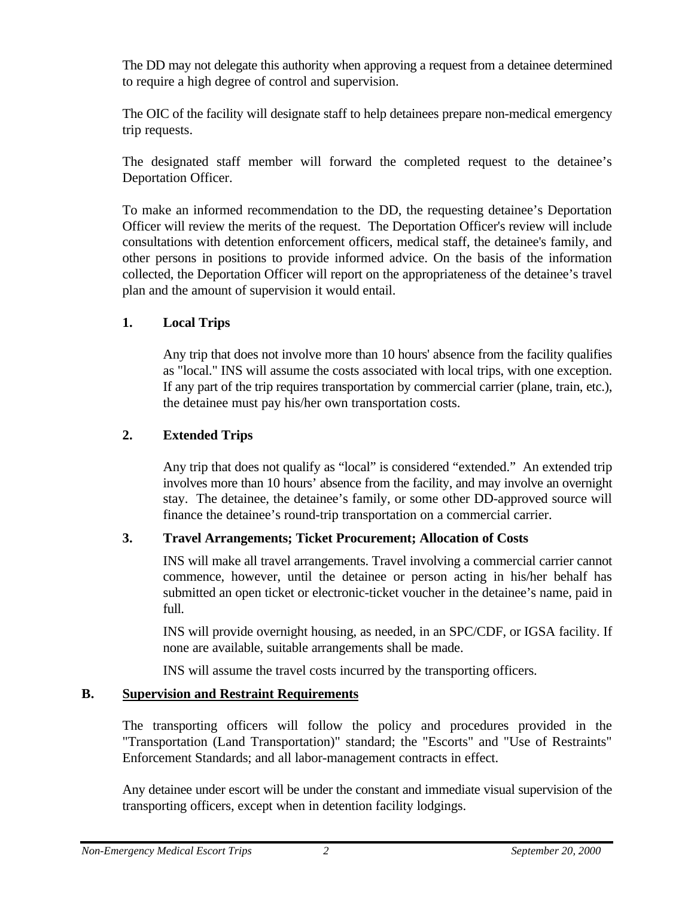The DD may not delegate this authority when approving a request from a detainee determined to require a high degree of control and supervision.

The OIC of the facility will designate staff to help detainees prepare non-medical emergency trip requests.

The designated staff member will forward the completed request to the detainee's Deportation Officer.

To make an informed recommendation to the DD, the requesting detainee's Deportation Officer will review the merits of the request. The Deportation Officer's review will include consultations with detention enforcement officers, medical staff, the detainee's family, and other persons in positions to provide informed advice. On the basis of the information collected, the Deportation Officer will report on the appropriateness of the detainee's travel plan and the amount of supervision it would entail.

### 1. Local Trips

Any trip that does not involve more than 10 hours' absence from the facility qualifies as "local." INS will assume the costs associated with local trips, with one exception. If any part of the trip requires transportation by commercial carrier (plane, train, etc.), the detainee must pay his/her own transportation costs.

### 2. Extended Trips

Any trip that does not qualify as "local" is considered "extended." An extended trip involves more than 10 hours' absence from the facility, and may involve an overnight stay. The detainee, the detainee's family, or some other DD-approved source will finance the detainee's round-trip transportation on a commercial carrier.

### 3. Travel Arrangements; Ticket Procurement; Allocation of Costs

INS will make all travel arrangements. Travel involving a commercial carrier cannot commence, however, until the detainee or person acting in his/her behalf has submitted an open ticket or electronic-ticket voucher in the detainee's name, paid in full.

INS will provide overnight housing, as needed, in an SPC/CDF, or IGSA facility. If none are available, suitable arrangements shall be made.

INS will assume the travel costs incurred by the transporting officers.

## B. Supervision and Restraint Requirements

The transporting officers will follow the policy and procedures provided in the "Transportation (Land Transportation)" standard; the "Escorts" and "Use of Restraints" Enforcement Standards; and all labor-management contracts in effect.

Any detainee under escort will be under the constant and immediate visual supervision of the transporting officers, except when in detention facility lodgings.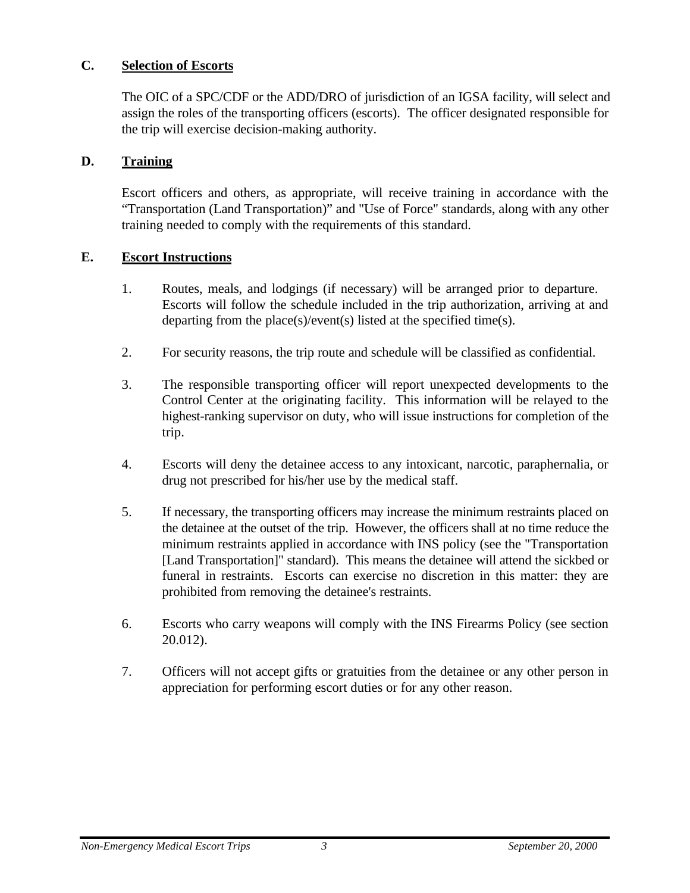## C. Selection of Escorts

The OIC of a SPC/CDF or the ADD/DRO of jurisdiction of an IGSA facility, will select and assign the roles of the transporting officers (escorts). The officer designated responsible for the trip will exercise decision-making authority.

## D. Training

Escort officers and others, as appropriate, will receive training in accordance with the "Transportation (Land Transportation)" and "Use of Force" standards, along with any other training needed to comply with the requirements of this standard.

## E. Escort Instructions

1. Routes, meals, and lodgings (if necessary) will be arranged prior to departure. Escorts will follow the schedule included in the trip authorization, arriving at and departing from the place(s)/event(s) listed at the specified time(s).

2. For security reasons, the trip route and schedule will be classified as confidential.

3. The responsible transporting officer will report unexpected developments to the Control Center at the originating facility. This information will be relayed to the highest-ranking supervisor on duty, who will issue instructions for completion of the trip.

4. Escorts will deny the detainee access to any intoxicant, narcotic, paraphernalia, or drug not prescribed for his/her use by the medical staff.

5. If necessary, the transporting officers may increase the minimum restraints placed on the detainee at the outset of the trip. However, the officers shall at no time reduce the minimum restraints applied in accordance with INS policy (see the "Transportation [Land Transportation]" standard). This means the detainee will attend the sickbed or funeral in restraints. Escorts can exercise no discretion in this matter: they are prohibited from removing the detainee's restraints.

6. Escorts who carry weapons will comply with the INS Firearms Policy (see section 20.012).

7. Officers will not accept gifts or gratuities from the detainee or any other person in appreciation for performing escort duties or for any other reason.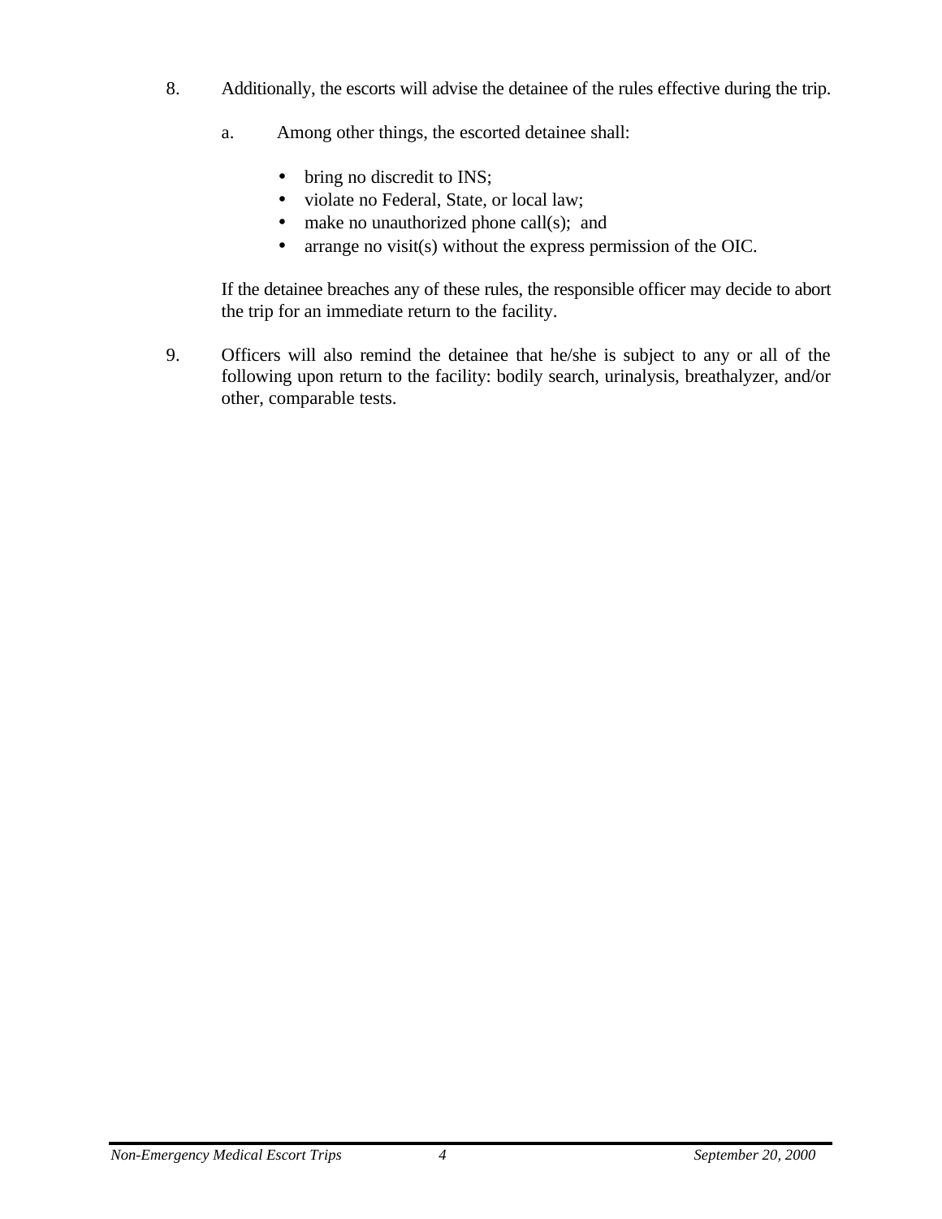8. Additionally, the escorts will advise the detainee of the rules effective during the trip.

   a. Among other things, the escorted detainee shall:

      - bring no discredit to INS;
      - violate no Federal, State, or local law;
      - make no unauthorized phone call(s); and
      - arrange no visit(s) without the express permission of the OIC.

   If the detainee breaches any of these rules, the responsible officer may decide to abort the trip for an immediate return to the facility.

9. Officers will also remind the detainee that he/she is subject to any or all of the following upon return to the facility: bodily search, urinalysis, breathalyzer, and/or other, comparable tests.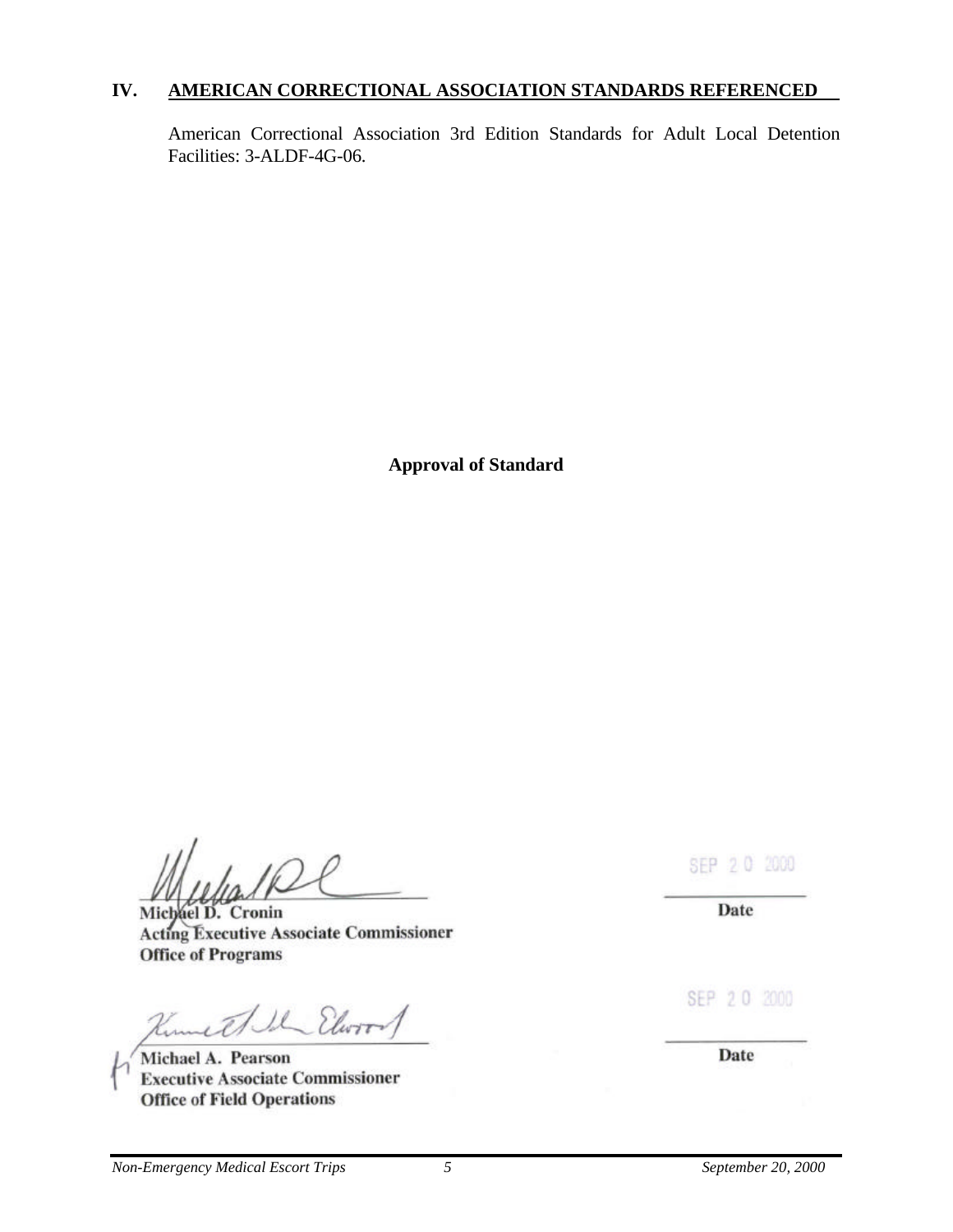## IV. AMERICAN CORRECTIONAL ASSOCIATION STANDARDS REFERENCED

American Correctional Association 3rd Edition Standards for Adult Local Detention Facilities: 3-ALDF-4G-06.

**Approval of Standard**

Michael D. Cronin
Acting Executive Associate Commissioner
Office of Programs

SEP 20 2000
Date

Michael A. Pearson
Executive Associate Commissioner
Office of Field Operations

SEP 20 2000
Date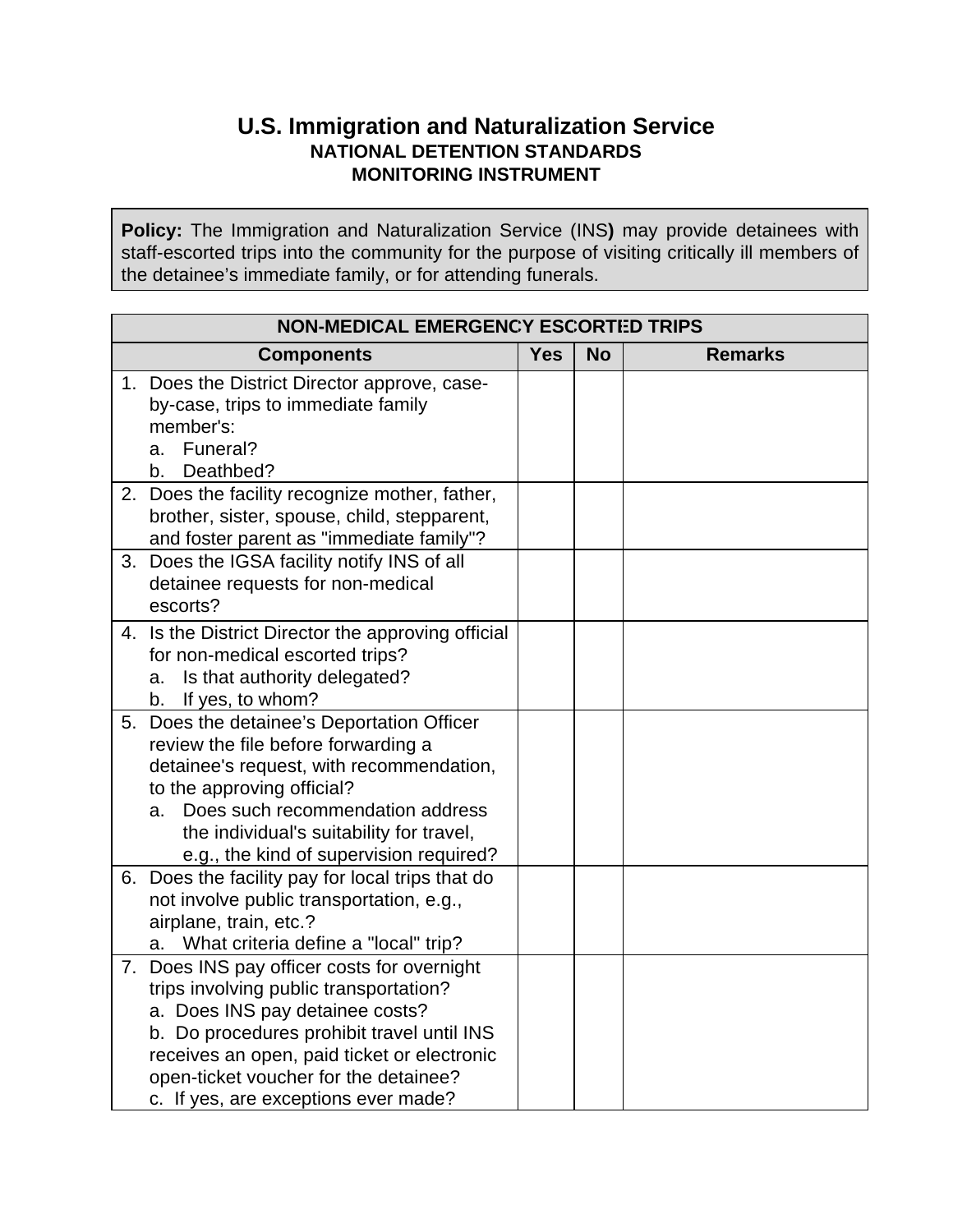# U.S. Immigration and Naturalization Service

**NATIONAL DETENTION STANDARDS**

**MONITORING INSTRUMENT**

**Policy:** The Immigration and Naturalization Service (INS**)** may provide detainees with staff-escorted trips into the community for the purpose of visiting critically ill members of the detainee's immediate family, or for attending funerals.

| NON-MEDICAL EMERGENCY ESCORTED TRIPS | | | |
|---|---|---|---|
| **Components** | **Yes** | **No** | **Remarks** |
| 1. Does the District Director approve, case-by-case, trips to immediate family member's:<br>a. Funeral?<br>b. Deathbed? | | | |
| 2. Does the facility recognize mother, father, brother, sister, spouse, child, stepparent, and foster parent as "immediate family"? | | | |
| 3. Does the IGSA facility notify INS of all detainee requests for non-medical escorts? | | | |
| 4. Is the District Director the approving official for non-medical escorted trips?<br>a. Is that authority delegated?<br>b. If yes, to whom? | | | |
| 5. Does the detainee's Deportation Officer review the file before forwarding a detainee's request, with recommendation, to the approving official?<br>a. Does such recommendation address the individual's suitability for travel, e.g., the kind of supervision required? | | | |
| 6. Does the facility pay for local trips that do not involve public transportation, e.g., airplane, train, etc.?<br>a. What criteria define a "local" trip? | | | |
| 7. Does INS pay officer costs for overnight trips involving public transportation?<br>a. Does INS pay detainee costs?<br>b. Do procedures prohibit travel until INS receives an open, paid ticket or electronic open-ticket voucher for the detainee?<br>c. If yes, are exceptions ever made? | | | |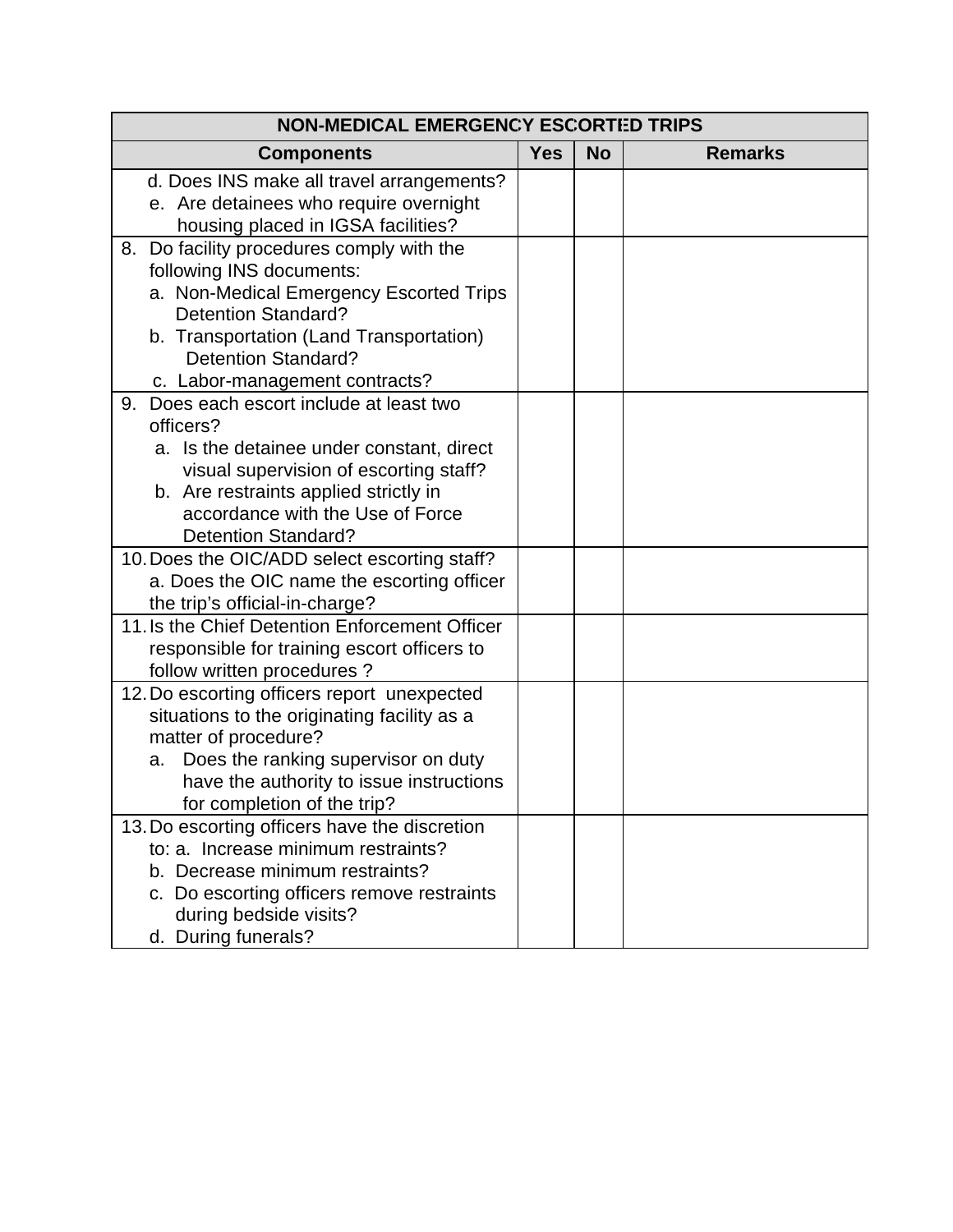| NON-MEDICAL EMERGENCY ESCORTED TRIPS | | | |
|---|---|---|---|
| **Components** | **Yes** | **No** | **Remarks** |
| d. Does INS make all travel arrangements?<br>e. Are detainees who require overnight housing placed in IGSA facilities? | | | |
| 8. Do facility procedures comply with the following INS documents:<br>a. Non-Medical Emergency Escorted Trips Detention Standard?<br>b. Transportation (Land Transportation) Detention Standard?<br>c. Labor-management contracts? | | | |
| 9. Does each escort include at least two officers?<br>a. Is the detainee under constant, direct visual supervision of escorting staff?<br>b. Are restraints applied strictly in accordance with the Use of Force Detention Standard? | | | |
| 10. Does the OIC/ADD select escorting staff?<br>a. Does the OIC name the escorting officer the trip's official-in-charge? | | | |
| 11. Is the Chief Detention Enforcement Officer responsible for training escort officers to follow written procedures ? | | | |
| 12. Do escorting officers report unexpected situations to the originating facility as a matter of procedure?<br>a. Does the ranking supervisor on duty have the authority to issue instructions for completion of the trip? | | | |
| 13. Do escorting officers have the discretion to: a. Increase minimum restraints?<br>b. Decrease minimum restraints?<br>c. Do escorting officers remove restraints during bedside visits?<br>d. During funerals? | | | |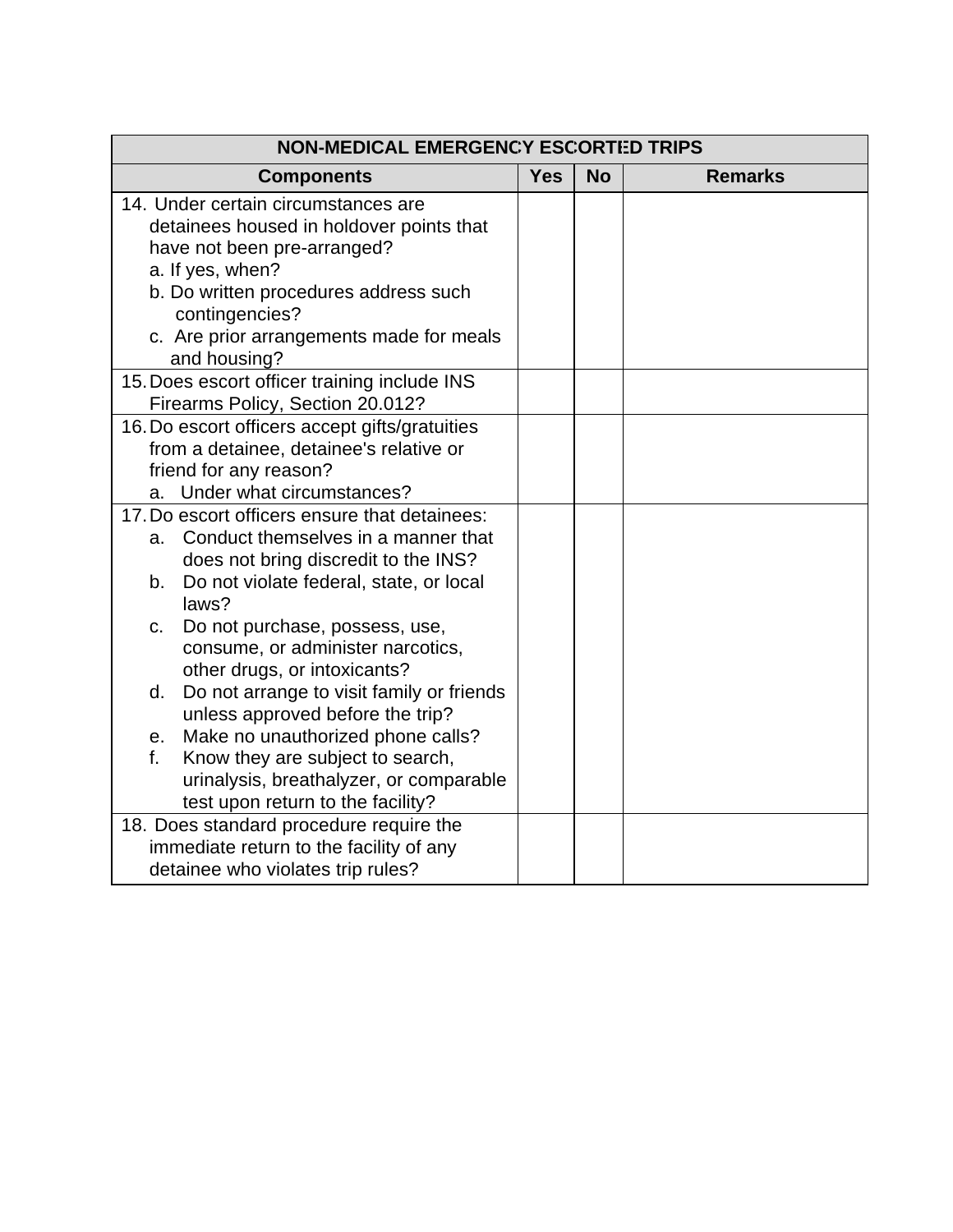| NON-MEDICAL EMERGENCY ESCORTED TRIPS | | | |
|---|---|---|---|
| **Components** | **Yes** | **No** | **Remarks** |
| 14. Under certain circumstances are detainees housed in holdover points that have not been pre-arranged?<br>a. If yes, when?<br>b. Do written procedures address such contingencies?<br>c. Are prior arrangements made for meals and housing? | | | |
| 15. Does escort officer training include INS Firearms Policy, Section 20.012? | | | |
| 16. Do escort officers accept gifts/gratuities from a detainee, detainee's relative or friend for any reason?<br>a. Under what circumstances? | | | |
| 17. Do escort officers ensure that detainees:<br>a. Conduct themselves in a manner that does not bring discredit to the INS?<br>b. Do not violate federal, state, or local laws?<br>c. Do not purchase, possess, use, consume, or administer narcotics, other drugs, or intoxicants?<br>d. Do not arrange to visit family or friends unless approved before the trip?<br>e. Make no unauthorized phone calls?<br>f. Know they are subject to search, urinalysis, breathalyzer, or comparable test upon return to the facility? | | | |
| 18. Does standard procedure require the immediate return to the facility of any detainee who violates trip rules? | | | |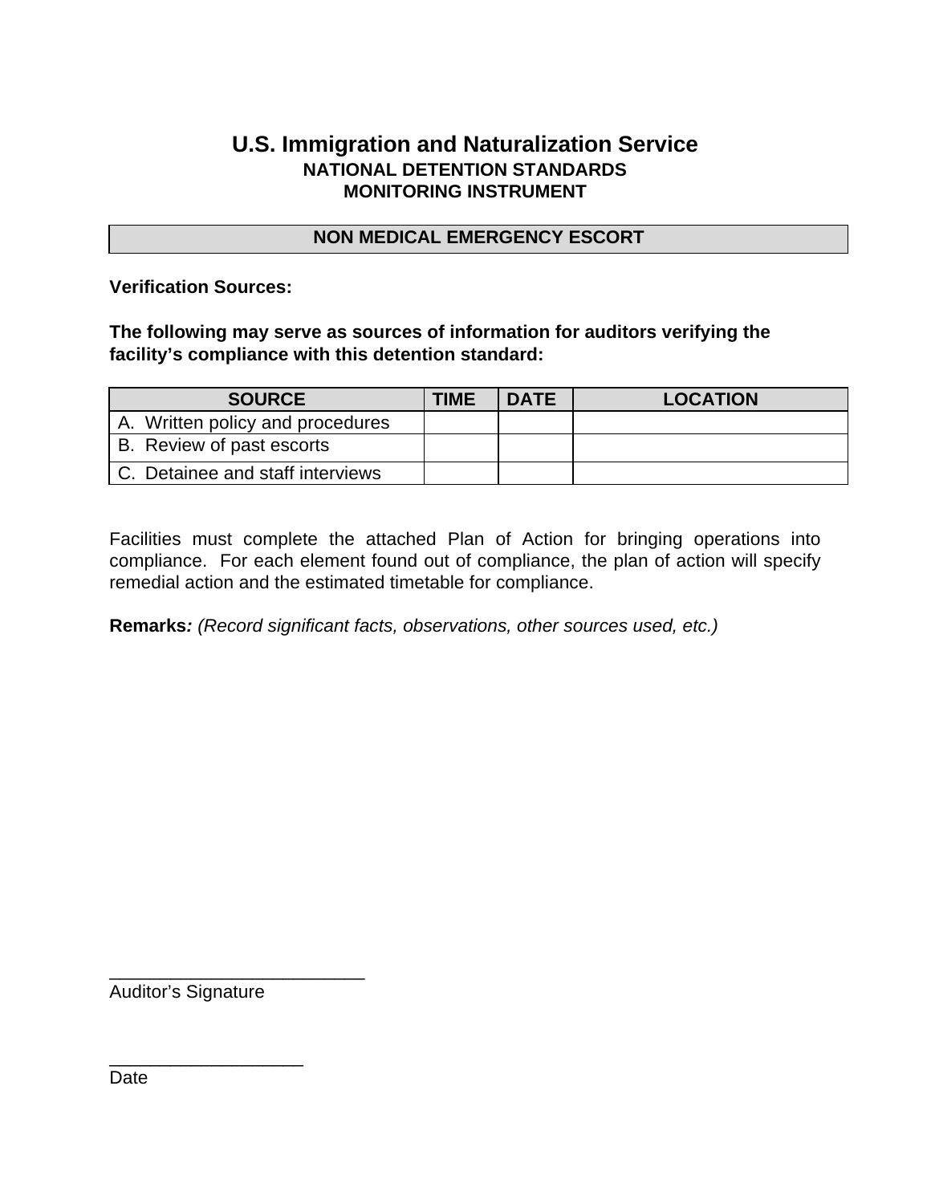# U.S. Immigration and Naturalization Service

## NATIONAL DETENTION STANDARDS
## MONITORING INSTRUMENT

| NON MEDICAL EMERGENCY ESCORT |
|---|

**Verification Sources:**

**The following may serve as sources of information for auditors verifying the facility's compliance with this detention standard:**

| SOURCE | TIME | DATE | LOCATION |
|---|---|---|---|
| A. Written policy and procedures | | | |
| B. Review of past escorts | | | |
| C. Detainee and staff interviews | | | |

Facilities must complete the attached Plan of Action for bringing operations into compliance. For each element found out of compliance, the plan of action will specify remedial action and the estimated timetable for compliance.

**Remarks***: (Record significant facts, observations, other sources used, etc.)*

_________________________
Auditor's Signature

___________________
Date